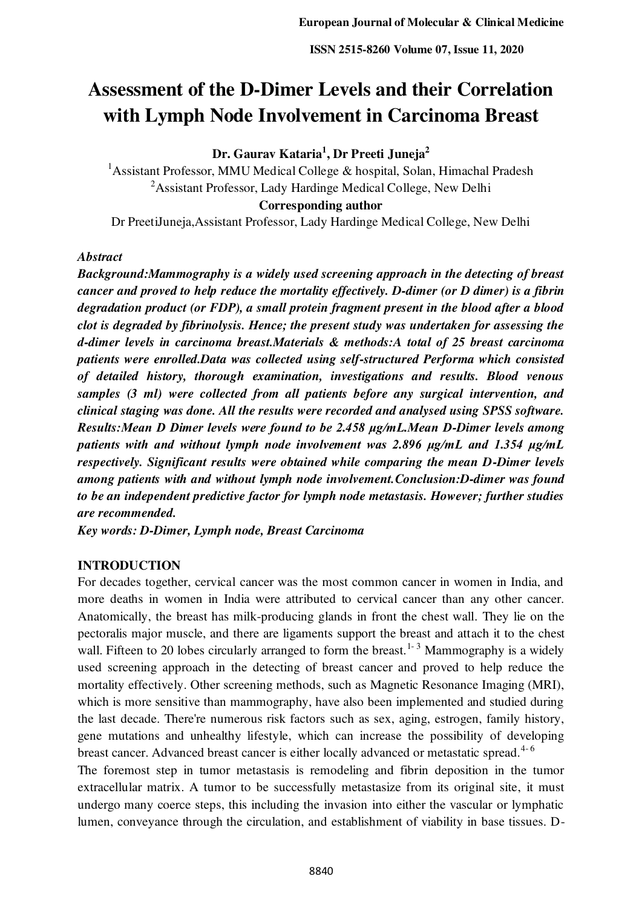# Assessment of the D-Dimer Levels and their Correlation with Lymph Node Involvement in Carcinoma Breast

**Dr. Gaurav Kataria[1], Dr Preeti Juneja[2]**

[1]Assistant Professor, MMU Medical College & hospital, Solan, Himachal Pradesh

[2]Assistant Professor, Lady Hardinge Medical College, New Delhi

**Corresponding author**

Dr PreetiJuneja,Assistant Professor, Lady Hardinge Medical College, New Delhi

*Abstract*

***Background:**Mammography is a widely used screening approach in the detecting of breast cancer and proved to help reduce the mortality effectively. D-dimer (or D dimer) is a fibrin degradation product (or FDP), a small protein fragment present in the blood after a blood clot is degraded by fibrinolysis. Hence; the present study was undertaken for assessing the d-dimer levels in carcinoma breast.Materials & methods:A total of 25 breast carcinoma patients were enrolled.Data was collected using self-structured Performa which consisted of detailed history, thorough examination, investigations and results. Blood venous samples (3 ml) were collected from all patients before any surgical intervention, and clinical staging was done. All the results were recorded and analysed using SPSS software. Results:Mean D Dimer levels were found to be 2.458 μg/mL.Mean D-Dimer levels among patients with and without lymph node involvement was 2.896 μg/mL and 1.354 μg/mL respectively. Significant results were obtained while comparing the mean D-Dimer levels among patients with and without lymph node involvement.Conclusion:D-dimer was found to be an independent predictive factor for lymph node metastasis. However; further studies are recommended.*

***Key words:** D-Dimer, Lymph node, Breast Carcinoma*

## INTRODUCTION

For decades together, cervical cancer was the most common cancer in women in India, and more deaths in women in India were attributed to cervical cancer than any other cancer. Anatomically, the breast has milk-producing glands in front the chest wall. They lie on the pectoralis major muscle, and there are ligaments support the breast and attach it to the chest wall. Fifteen to 20 lobes circularly arranged to form the breast.[1-3] Mammography is a widely used screening approach in the detecting of breast cancer and proved to help reduce the mortality effectively. Other screening methods, such as Magnetic Resonance Imaging (MRI), which is more sensitive than mammography, have also been implemented and studied during the last decade. There're numerous risk factors such as sex, aging, estrogen, family history, gene mutations and unhealthy lifestyle, which can increase the possibility of developing breast cancer. Advanced breast cancer is either locally advanced or metastatic spread.[4-6]

The foremost step in tumor metastasis is remodeling and fibrin deposition in the tumor extracellular matrix. A tumor to be successfully metastasize from its original site, it must undergo many coerce steps, this including the invasion into either the vascular or lymphatic lumen, conveyance through the circulation, and establishment of viability in base tissues. D-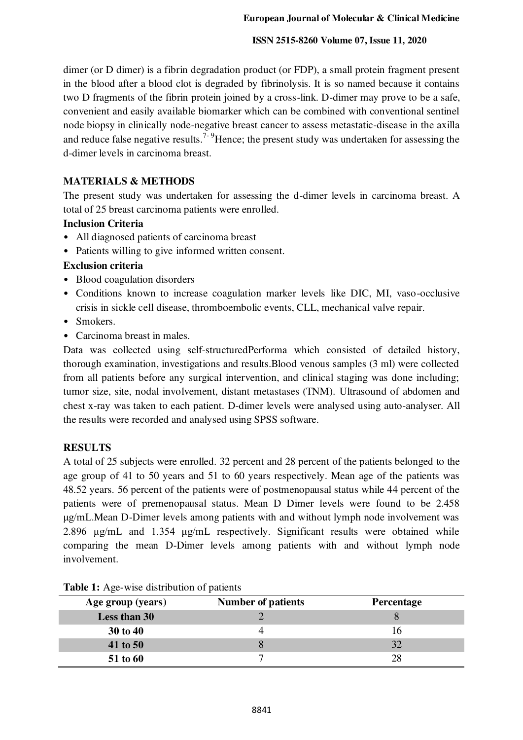dimer (or D dimer) is a fibrin degradation product (or FDP), a small protein fragment present in the blood after a blood clot is degraded by fibrinolysis. It is so named because it contains two D fragments of the fibrin protein joined by a cross-link. D-dimer may prove to be a safe, convenient and easily available biomarker which can be combined with conventional sentinel node biopsy in clinically node-negative breast cancer to assess metastatic-disease in the axilla and reduce false negative results.[7-9]Hence; the present study was undertaken for assessing the d-dimer levels in carcinoma breast.

## MATERIALS & METHODS

The present study was undertaken for assessing the d-dimer levels in carcinoma breast. A total of 25 breast carcinoma patients were enrolled.

**Inclusion Criteria**

- All diagnosed patients of carcinoma breast
- Patients willing to give informed written consent.

**Exclusion criteria**

- Blood coagulation disorders
- Conditions known to increase coagulation marker levels like DIC, MI, vaso-occlusive crisis in sickle cell disease, thromboembolic events, CLL, mechanical valve repair.
- Smokers.
- Carcinoma breast in males.

Data was collected using self-structuredPerforma which consisted of detailed history, thorough examination, investigations and results.Blood venous samples (3 ml) were collected from all patients before any surgical intervention, and clinical staging was done including; tumor size, site, nodal involvement, distant metastases (TNM). Ultrasound of abdomen and chest x-ray was taken to each patient. D-dimer levels were analysed using auto-analyser. All the results were recorded and analysed using SPSS software.

## RESULTS

A total of 25 subjects were enrolled. 32 percent and 28 percent of the patients belonged to the age group of 41 to 50 years and 51 to 60 years respectively. Mean age of the patients was 48.52 years. 56 percent of the patients were of postmenopausal status while 44 percent of the patients were of premenopausal status. Mean D Dimer levels were found to be 2.458 μg/mL.Mean D-Dimer levels among patients with and without lymph node involvement was 2.896 μg/mL and 1.354 μg/mL respectively. Significant results were obtained while comparing the mean D-Dimer levels among patients with and without lymph node involvement.

**Table 1:** Age-wise distribution of patients

| Age group (years) | Number of patients | Percentage |
|---|---|---|
| **Less than 30** | 2 | 8 |
| **30 to 40** | 4 | 16 |
| **41 to 50** | 8 | 32 |
| **51 to 60** | 7 | 28 |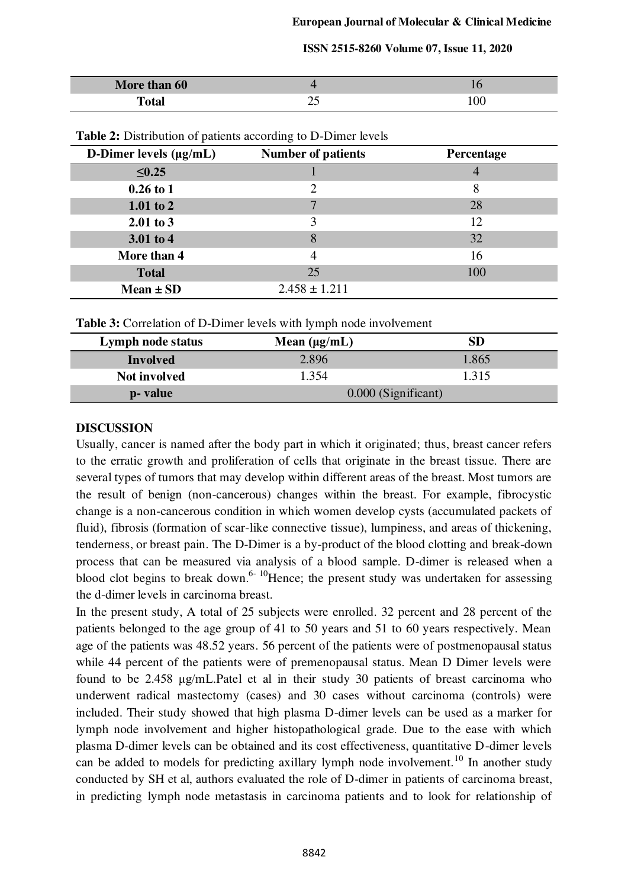| More than 60 | 4 | 16 |
|---|---|---|
| **Total** | 25 | 100 |

**Table 2:** Distribution of patients according to D-Dimer levels

| D-Dimer levels (μg/mL) | Number of patients | Percentage |
|---|---|---|
| ≤0.25 | 1 | 4 |
| 0.26 to 1 | 2 | 8 |
| 1.01 to 2 | 7 | 28 |
| 2.01 to 3 | 3 | 12 |
| 3.01 to 4 | 8 | 32 |
| More than 4 | 4 | 16 |
| Total | 25 | 100 |
| Mean ± SD | 2.458 ± 1.211 | |

**Table 3:** Correlation of D-Dimer levels with lymph node involvement

| Lymph node status | Mean (μg/mL) | SD |
|---|---|---|
| Involved | 2.896 | 1.865 |
| Not involved | 1.354 | 1.315 |
| p- value | 0.000 (Significant) | |

## DISCUSSION

Usually, cancer is named after the body part in which it originated; thus, breast cancer refers to the erratic growth and proliferation of cells that originate in the breast tissue. There are several types of tumors that may develop within different areas of the breast. Most tumors are the result of benign (non-cancerous) changes within the breast. For example, fibrocystic change is a non-cancerous condition in which women develop cysts (accumulated packets of fluid), fibrosis (formation of scar-like connective tissue), lumpiness, and areas of thickening, tenderness, or breast pain. The D-Dimer is a by-product of the blood clotting and break-down process that can be measured via analysis of a blood sample. D-dimer is released when a blood clot begins to break down.[6-10]Hence; the present study was undertaken for assessing the d-dimer levels in carcinoma breast.

In the present study, A total of 25 subjects were enrolled. 32 percent and 28 percent of the patients belonged to the age group of 41 to 50 years and 51 to 60 years respectively. Mean age of the patients was 48.52 years. 56 percent of the patients were of postmenopausal status while 44 percent of the patients were of premenopausal status. Mean D Dimer levels were found to be 2.458 μg/mL.Patel et al in their study 30 patients of breast carcinoma who underwent radical mastectomy (cases) and 30 cases without carcinoma (controls) were included. Their study showed that high plasma D-dimer levels can be used as a marker for lymph node involvement and higher histopathological grade. Due to the ease with which plasma D-dimer levels can be obtained and its cost effectiveness, quantitative D-dimer levels can be added to models for predicting axillary lymph node involvement.[10] In another study conducted by SH et al, authors evaluated the role of D-dimer in patients of carcinoma breast, in predicting lymph node metastasis in carcinoma patients and to look for relationship of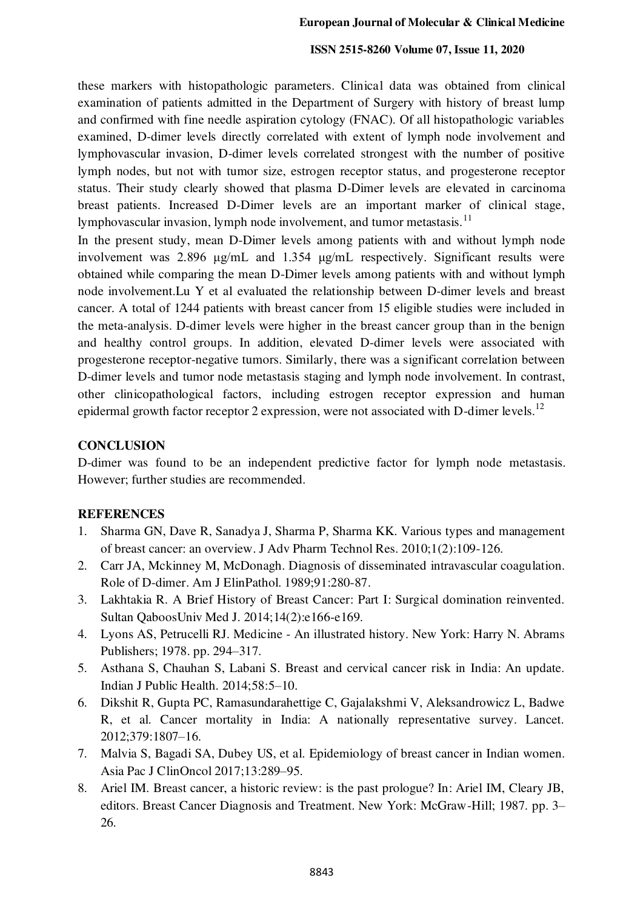these markers with histopathologic parameters. Clinical data was obtained from clinical examination of patients admitted in the Department of Surgery with history of breast lump and confirmed with fine needle aspiration cytology (FNAC). Of all histopathologic variables examined, D-dimer levels directly correlated with extent of lymph node involvement and lymphovascular invasion, D-dimer levels correlated strongest with the number of positive lymph nodes, but not with tumor size, estrogen receptor status, and progesterone receptor status. Their study clearly showed that plasma D-Dimer levels are elevated in carcinoma breast patients. Increased D-Dimer levels are an important marker of clinical stage, lymphovascular invasion, lymph node involvement, and tumor metastasis.[11]

In the present study, mean D-Dimer levels among patients with and without lymph node involvement was 2.896 μg/mL and 1.354 μg/mL respectively. Significant results were obtained while comparing the mean D-Dimer levels among patients with and without lymph node involvement.Lu Y et al evaluated the relationship between D-dimer levels and breast cancer. A total of 1244 patients with breast cancer from 15 eligible studies were included in the meta-analysis. D-dimer levels were higher in the breast cancer group than in the benign and healthy control groups. In addition, elevated D-dimer levels were associated with progesterone receptor-negative tumors. Similarly, there was a significant correlation between D-dimer levels and tumor node metastasis staging and lymph node involvement. In contrast, other clinicopathological factors, including estrogen receptor expression and human epidermal growth factor receptor 2 expression, were not associated with D-dimer levels.[12]

## CONCLUSION

D-dimer was found to be an independent predictive factor for lymph node metastasis. However; further studies are recommended.

## REFERENCES

1. Sharma GN, Dave R, Sanadya J, Sharma P, Sharma KK. Various types and management of breast cancer: an overview. J Adv Pharm Technol Res. 2010;1(2):109-126.
2. Carr JA, Mckinney M, McDonagh. Diagnosis of disseminated intravascular coagulation. Role of D-dimer. Am J ElinPathol. 1989;91:280-87.
3. Lakhtakia R. A Brief History of Breast Cancer: Part I: Surgical domination reinvented. Sultan QaboosUniv Med J. 2014;14(2):e166-e169.
4. Lyons AS, Petrucelli RJ. Medicine - An illustrated history. New York: Harry N. Abrams Publishers; 1978. pp. 294–317.
5. Asthana S, Chauhan S, Labani S. Breast and cervical cancer risk in India: An update. Indian J Public Health. 2014;58:5–10.
6. Dikshit R, Gupta PC, Ramasundarahettige C, Gajalakshmi V, Aleksandrowicz L, Badwe R, et al. Cancer mortality in India: A nationally representative survey. Lancet. 2012;379:1807–16.
7. Malvia S, Bagadi SA, Dubey US, et al. Epidemiology of breast cancer in Indian women. Asia Pac J ClinOncol 2017;13:289–95.
8. Ariel IM. Breast cancer, a historic review: is the past prologue? In: Ariel IM, Cleary JB, editors. Breast Cancer Diagnosis and Treatment. New York: McGraw-Hill; 1987. pp. 3–26.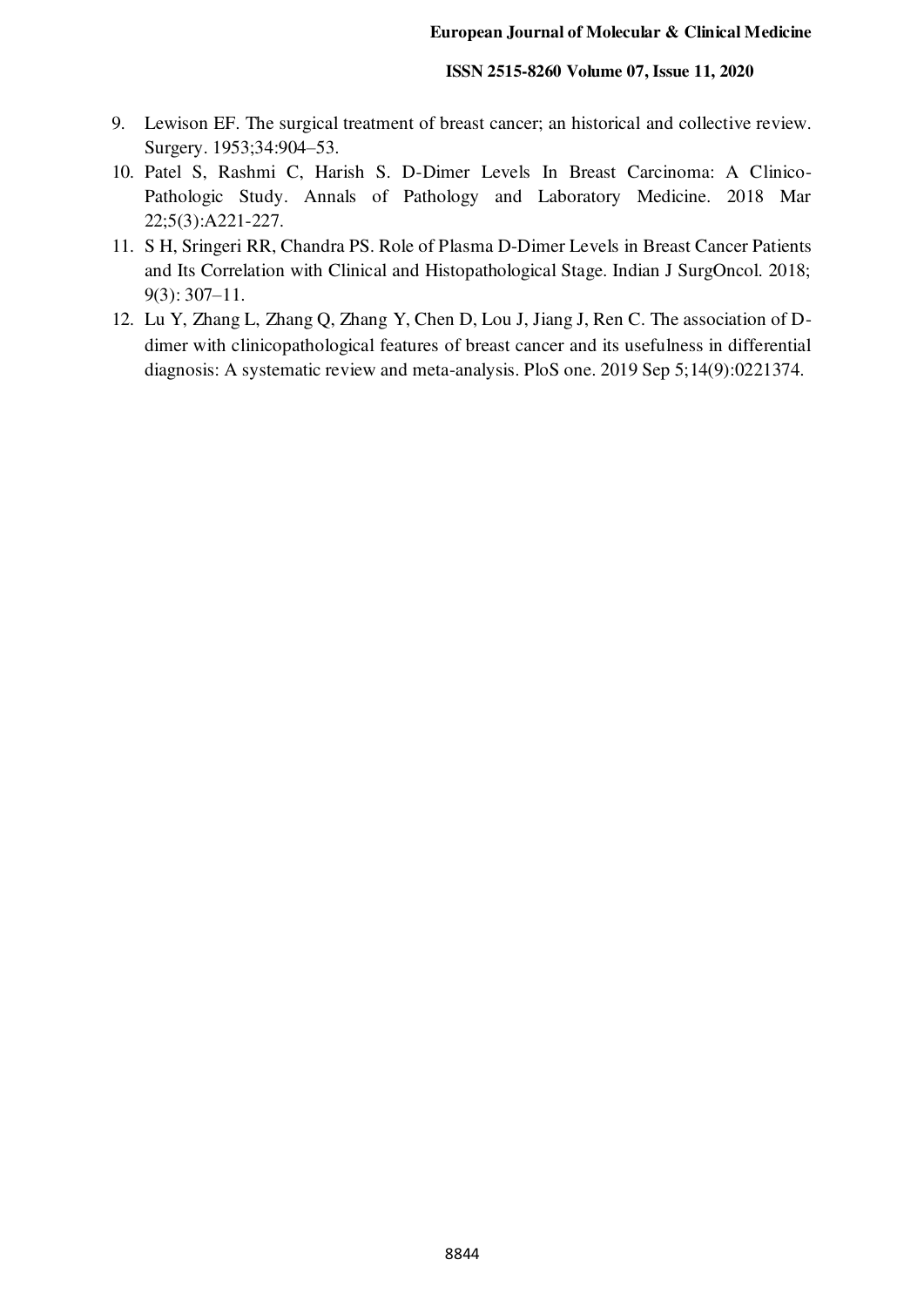9. Lewison EF. The surgical treatment of breast cancer; an historical and collective review. Surgery. 1953;34:904–53.
10. Patel S, Rashmi C, Harish S. D-Dimer Levels In Breast Carcinoma: A Clinico-Pathologic Study. Annals of Pathology and Laboratory Medicine. 2018 Mar 22;5(3):A221-227.
11. S H, Sringeri RR, Chandra PS. Role of Plasma D-Dimer Levels in Breast Cancer Patients and Its Correlation with Clinical and Histopathological Stage. Indian J SurgOncol. 2018; 9(3): 307–11.
12. Lu Y, Zhang L, Zhang Q, Zhang Y, Chen D, Lou J, Jiang J, Ren C. The association of D-dimer with clinicopathological features of breast cancer and its usefulness in differential diagnosis: A systematic review and meta-analysis. PloS one. 2019 Sep 5;14(9):0221374.